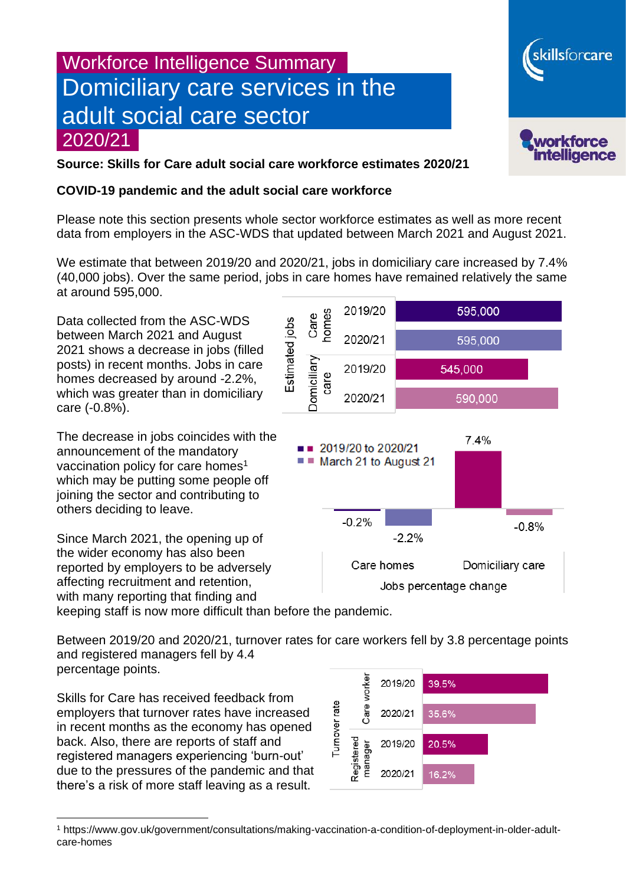# Workforce Intelligence Summary

# Domiciliary care services in the adult social care sector 2020/21

**Source: Skills for Care adult social care workforce estimates 2020/21**

**COVID-19 pandemic and the adult social care workforce**

Please note this section presents whole sector workforce estimates as well as more recent data from employers in the ASC-WDS that updated between March 2021 and August 2021.

We estimate that between 2019/20 and 2020/21, jobs in domiciliary care increased by 7.4% (40,000 jobs). Over the same period, jobs in care homes have remained relatively the same at around 595,000.

| Estimated jobs | | |
|---|---|---|
| Care homes | 2019/20 | 595,000 |
| | 2020/21 | 595,000 |
| Domiciliary care | 2019/20 | 545,000 |
| | 2020/21 | 590,000 |

Data collected from the ASC-WDS between March 2021 and August 2021 shows a decrease in jobs (filled posts) in recent months. Jobs in care homes decreased by around -2.2%, which was greater than in domiciliary care (-0.8%).

Jobs percentage change

| | 2019/20 to 2020/21 | March 21 to August 21 |
|---|---|---|
| Care homes | -0.2% | -2.2% |
| Domiciliary care | 7.4% | -0.8% |

The decrease in jobs coincides with the announcement of the mandatory vaccination policy for care homes[1] which may be putting some people off joining the sector and contributing to others deciding to leave.

Since March 2021, the opening up of the wider economy has also been reported by employers to be adversely affecting recruitment and retention, with many reporting that finding and keeping staff is now more difficult than before the pandemic.

Between 2019/20 and 2020/21, turnover rates for care workers fell by 3.8 percentage points and registered managers fell by 4.4 percentage points.

| Turnover rate | | |
|---|---|---|
| Care worker | 2019/20 | 39.5% |
| | 2020/21 | 35.6% |
| Registered manager | 2019/20 | 20.5% |
| | 2020/21 | 16.2% |

Skills for Care has received feedback from employers that turnover rates have increased in recent months as the economy has opened back. Also, there are reports of staff and registered managers experiencing 'burn-out' due to the pressures of the pandemic and that there's a risk of more staff leaving as a result.

[1] https://www.gov.uk/government/consultations/making-vaccination-a-condition-of-deployment-in-older-adult-care-homes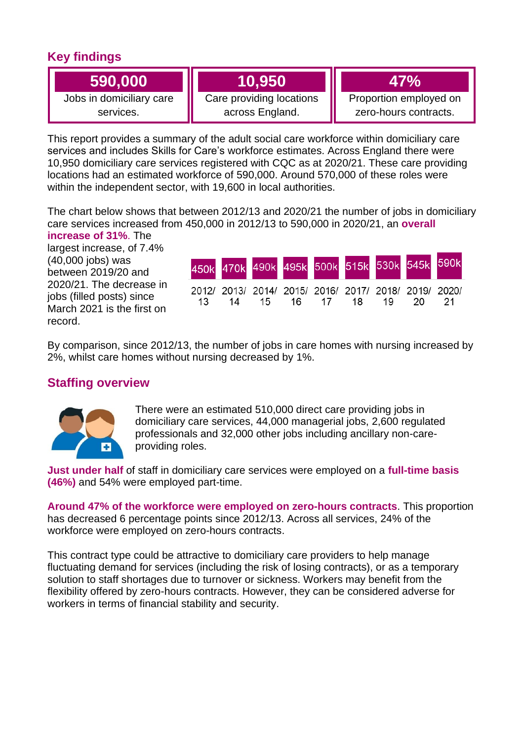## Key findings

| 590,000 | 10,950 | 47% |
|---|---|---|
| Jobs in domiciliary care services. | Care providing locations across England. | Proportion employed on zero-hours contracts. |

This report provides a summary of the adult social care workforce within domiciliary care services and includes Skills for Care's workforce estimates. Across England there were 10,950 domiciliary care services registered with CQC as at 2020/21. These care providing locations had an estimated workforce of 590,000. Around 570,000 of these roles were within the independent sector, with 19,600 in local authorities.

The chart below shows that between 2012/13 and 2020/21 the number of jobs in domiciliary care services increased from 450,000 in 2012/13 to 590,000 in 2020/21, an **overall increase of 31%**. The largest increase, of 7.4% (40,000 jobs) was between 2019/20 and 2020/21. The decrease in jobs (filled posts) since March 2021 is the first on record.

| 2012/13 | 2013/14 | 2014/15 | 2015/16 | 2016/17 | 2017/18 | 2018/19 | 2019/20 | 2020/21 |
|---|---|---|---|---|---|---|---|---|
| 450k | 470k | 490k | 495k | 500k | 515k | 530k | 545k | 590k |

By comparison, since 2012/13, the number of jobs in care homes with nursing increased by 2%, whilst care homes without nursing decreased by 1%.

## Staffing overview

There were an estimated 510,000 direct care providing jobs in domiciliary care services, 44,000 managerial jobs, 2,600 regulated professionals and 32,000 other jobs including ancillary non-care-providing roles.

**Just under half** of staff in domiciliary care services were employed on a **full-time basis (46%)** and 54% were employed part-time.

**Around 47% of the workforce were employed on zero-hours contracts**. This proportion has decreased 6 percentage points since 2012/13. Across all services, 24% of the workforce were employed on zero-hours contracts.

This contract type could be attractive to domiciliary care providers to help manage fluctuating demand for services (including the risk of losing contracts), or as a temporary solution to staff shortages due to turnover or sickness. Workers may benefit from the flexibility offered by zero-hours contracts. However, they can be considered adverse for workers in terms of financial stability and security.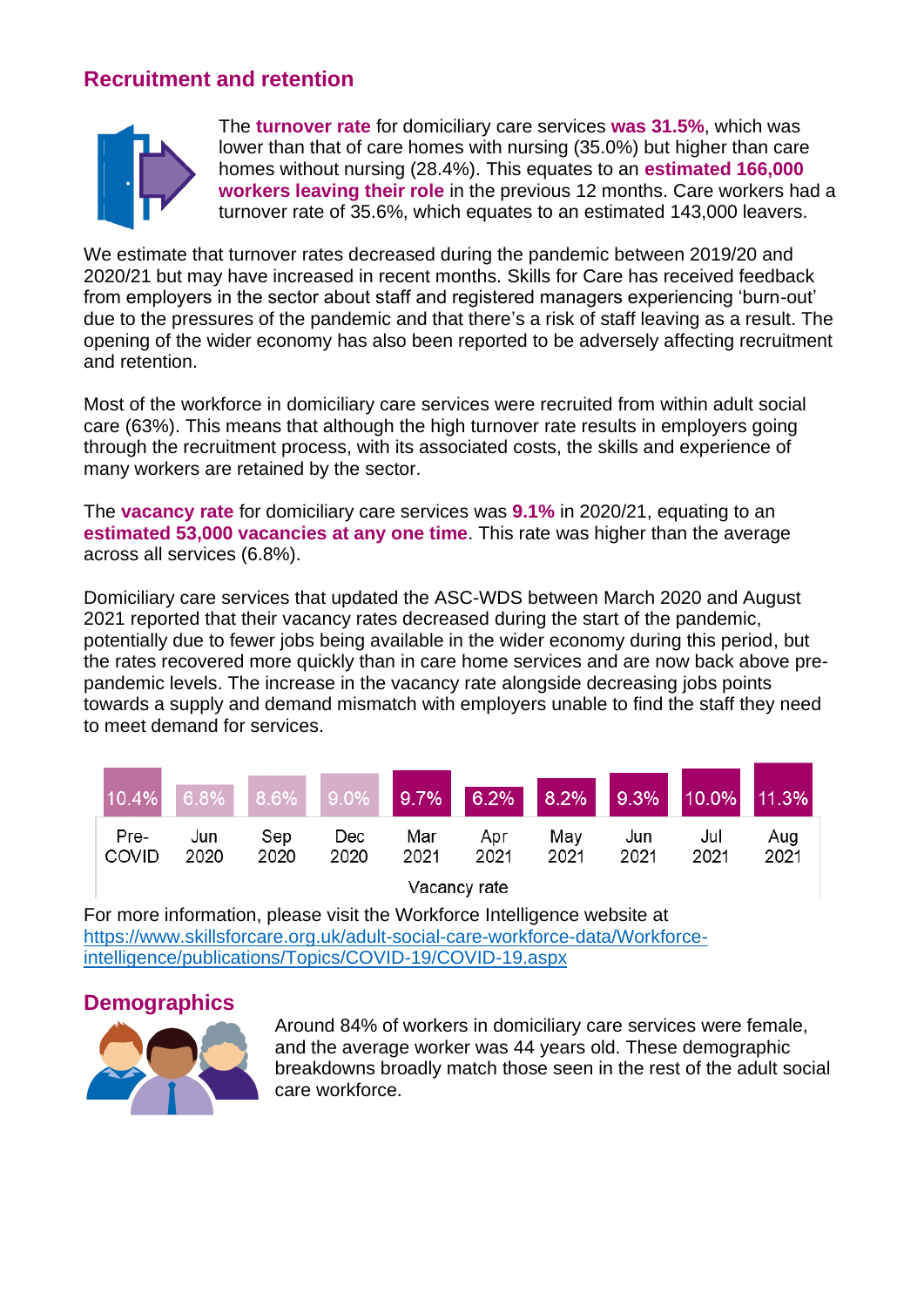## Recruitment and retention

The **turnover rate** for domiciliary care services **was 31.5%**, which was lower than that of care homes with nursing (35.0%) but higher than care homes without nursing (28.4%). This equates to an **estimated 166,000 workers leaving their role** in the previous 12 months. Care workers had a turnover rate of 35.6%, which equates to an estimated 143,000 leavers.

We estimate that turnover rates decreased during the pandemic between 2019/20 and 2020/21 but may have increased in recent months. Skills for Care has received feedback from employers in the sector about staff and registered managers experiencing 'burn-out' due to the pressures of the pandemic and that there's a risk of staff leaving as a result. The opening of the wider economy has also been reported to be adversely affecting recruitment and retention.

Most of the workforce in domiciliary care services were recruited from within adult social care (63%). This means that although the high turnover rate results in employers going through the recruitment process, with its associated costs, the skills and experience of many workers are retained by the sector.

The **vacancy rate** for domiciliary care services was **9.1%** in 2020/21, equating to an **estimated 53,000 vacancies at any one time**. This rate was higher than the average across all services (6.8%).

Domiciliary care services that updated the ASC-WDS between March 2020 and August 2021 reported that their vacancy rates decreased during the start of the pandemic, potentially due to fewer jobs being available in the wider economy during this period, but the rates recovered more quickly than in care home services and are now back above pre-pandemic levels. The increase in the vacancy rate alongside decreasing jobs points towards a supply and demand mismatch with employers unable to find the staff they need to meet demand for services.

| Pre-COVID | Jun 2020 | Sep 2020 | Dec 2020 | Mar 2021 | Apr 2021 | May 2021 | Jun 2021 | Jul 2021 | Aug 2021 |
|---|---|---|---|---|---|---|---|---|---|
| 10.4% | 6.8% | 8.6% | 9.0% | 9.7% | 6.2% | 8.2% | 9.3% | 10.0% | 11.3% |

Vacancy rate

For more information, please visit the Workforce Intelligence website at https://www.skillsforcare.org.uk/adult-social-care-workforce-data/Workforce-intelligence/publications/Topics/COVID-19/COVID-19.aspx

## Demographics

Around 84% of workers in domiciliary care services were female, and the average worker was 44 years old. These demographic breakdowns broadly match those seen in the rest of the adult social care workforce.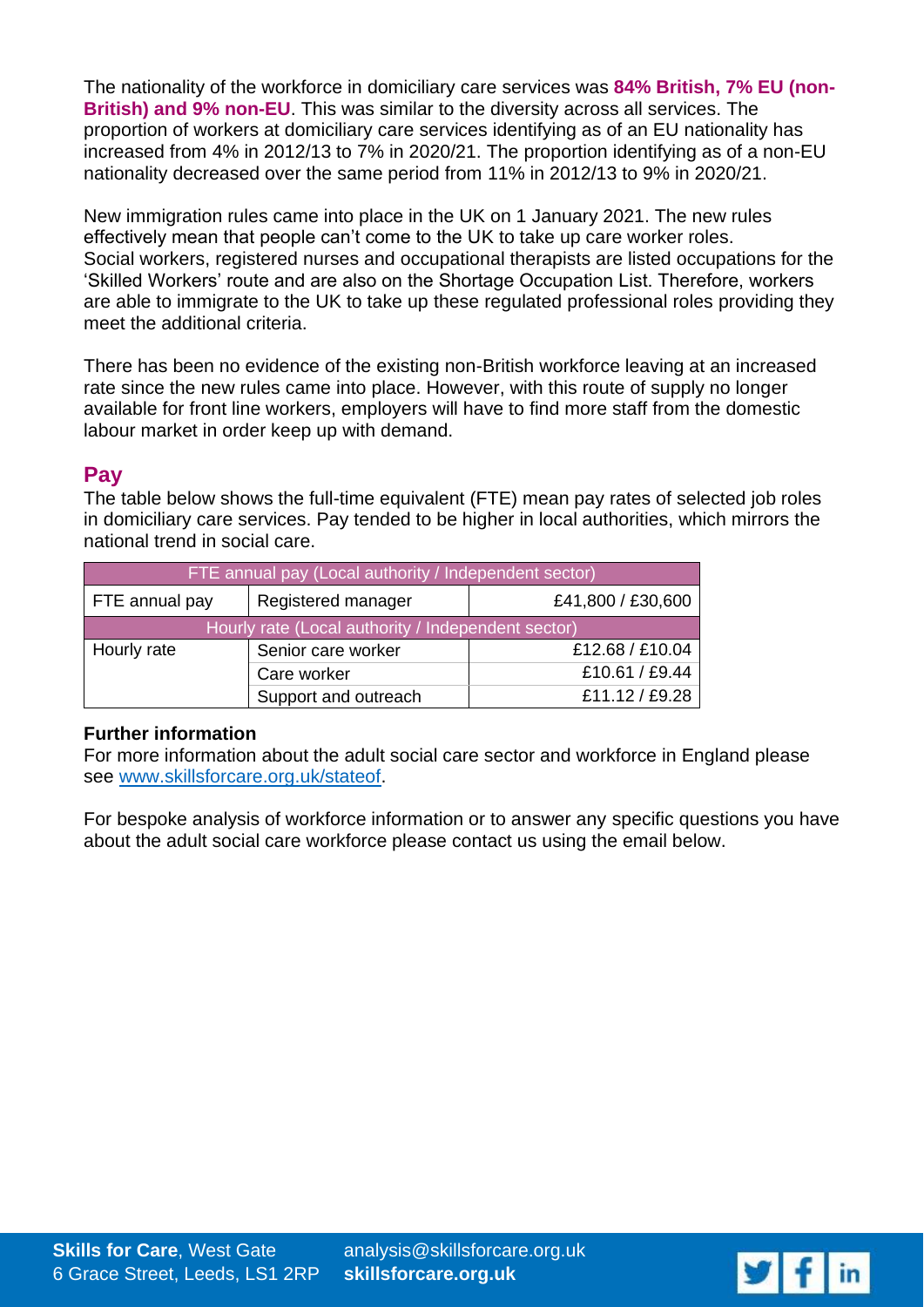The nationality of the workforce in domiciliary care services was **84% British, 7% EU (non-British) and 9% non-EU**. This was similar to the diversity across all services. The proportion of workers at domiciliary care services identifying as of an EU nationality has increased from 4% in 2012/13 to 7% in 2020/21. The proportion identifying as of a non-EU nationality decreased over the same period from 11% in 2012/13 to 9% in 2020/21.

New immigration rules came into place in the UK on 1 January 2021. The new rules effectively mean that people can't come to the UK to take up care worker roles. Social workers, registered nurses and occupational therapists are listed occupations for the 'Skilled Workers' route and are also on the Shortage Occupation List. Therefore, workers are able to immigrate to the UK to take up these regulated professional roles providing they meet the additional criteria.

There has been no evidence of the existing non-British workforce leaving at an increased rate since the new rules came into place. However, with this route of supply no longer available for front line workers, employers will have to find more staff from the domestic labour market in order keep up with demand.

## Pay

The table below shows the full-time equivalent (FTE) mean pay rates of selected job roles in domiciliary care services. Pay tended to be higher in local authorities, which mirrors the national trend in social care.

| FTE annual pay (Local authority / Independent sector) | | |
|---|---|---|
| FTE annual pay | Registered manager | £41,800 / £30,600 |
| **Hourly rate (Local authority / Independent sector)** | | |
| Hourly rate | Senior care worker | £12.68 / £10.04 |
| | Care worker | £10.61 / £9.44 |
| | Support and outreach | £11.12 / £9.28 |

**Further information**

For more information about the adult social care sector and workforce in England please see [www.skillsforcare.org.uk/stateof](www.skillsforcare.org.uk/stateof).

For bespoke analysis of workforce information or to answer any specific questions you have about the adult social care workforce please contact us using the email below.

**Skills for Care**, West Gate
6 Grace Street, Leeds, LS1 2RP

analysis@skillsforcare.org.uk
**skillsforcare.org.uk**